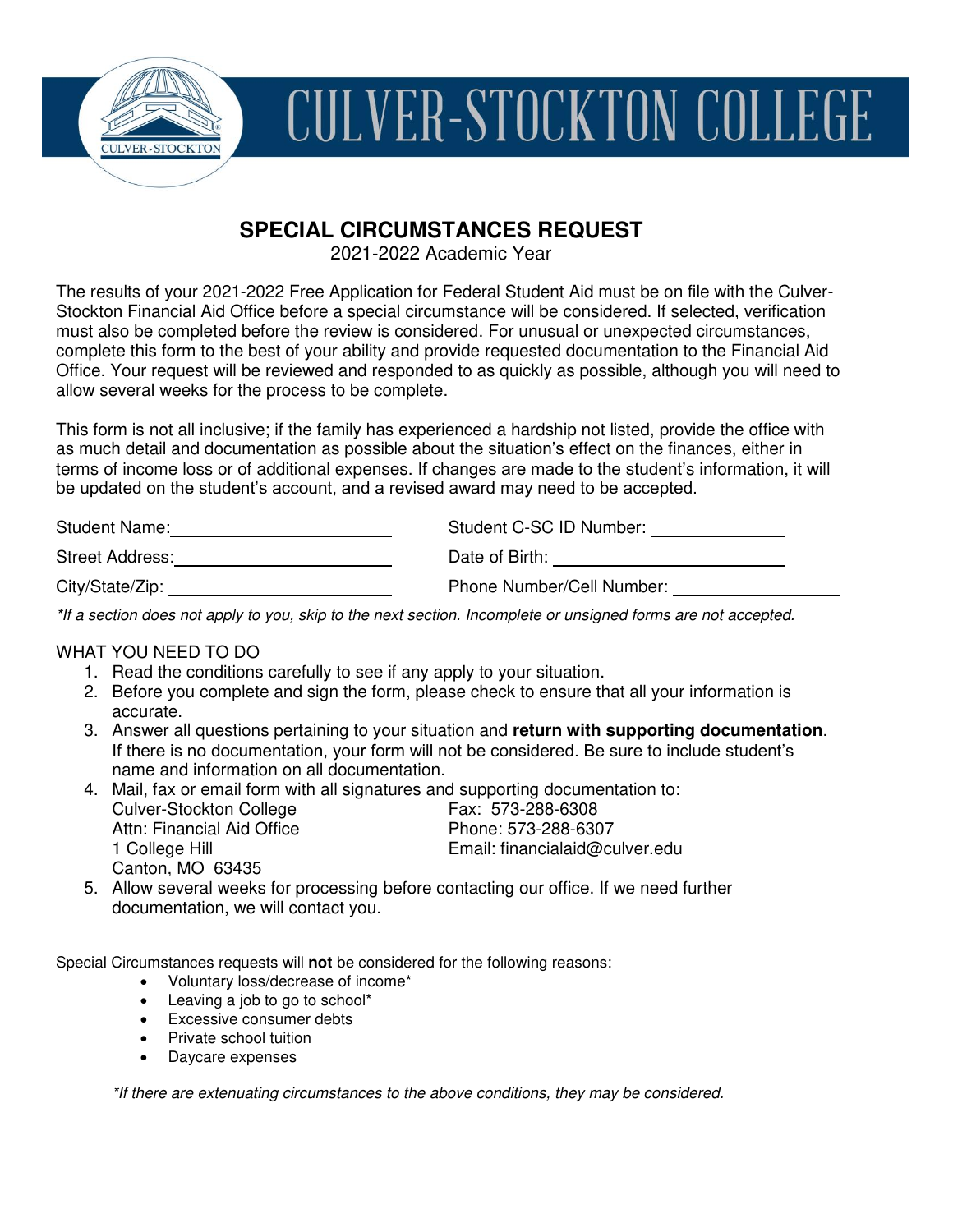# CULVER-STOCKTON COLLEGE

## SPECIAL CIRCUMSTANCES REQUEST

2021-2022 Academic Year

The results of your 2021-2022 Free Application for Federal Student Aid must be on file with the Culver-Stockton Financial Aid Office before a special circumstance will be considered. If selected, verification must also be completed before the review is considered. For unusual or unexpected circumstances, complete this form to the best of your ability and provide requested documentation to the Financial Aid Office. Your request will be reviewed and responded to as quickly as possible, although you will need to allow several weeks for the process to be complete.

This form is not all inclusive; if the family has experienced a hardship not listed, provide the office with as much detail and documentation as possible about the situation's effect on the finances, either in terms of income loss or of additional expenses. If changes are made to the student's information, it will be updated on the student's account, and a revised award may need to be accepted.

Student Name: ______________________ Student C-SC ID Number: ______________

Street Address: ______________________ Date of Birth: ______________________

City/State/Zip: ______________________ Phone Number/Cell Number: ______________

*\*If a section does not apply to you, skip to the next section. Incomplete or unsigned forms are not accepted.*

WHAT YOU NEED TO DO

1. Read the conditions carefully to see if any apply to your situation.
2. Before you complete and sign the form, please check to ensure that all your information is accurate.
3. Answer all questions pertaining to your situation and **return with supporting documentation**. If there is no documentation, your form will not be considered. Be sure to include student's name and information on all documentation.
4. Mail, fax or email form with all signatures and supporting documentation to:

   Culver-Stockton College
   Attn: Financial Aid Office
   1 College Hill
   Canton, MO 63435

   Fax: 573-288-6308
   Phone: 573-288-6307
   Email: financialaid@culver.edu
5. Allow several weeks for processing before contacting our office. If we need further documentation, we will contact you.

Special Circumstances requests will **not** be considered for the following reasons:

- Voluntary loss/decrease of income*
- Leaving a job to go to school*
- Excessive consumer debts
- Private school tuition
- Daycare expenses

*\*If there are extenuating circumstances to the above conditions, they may be considered.*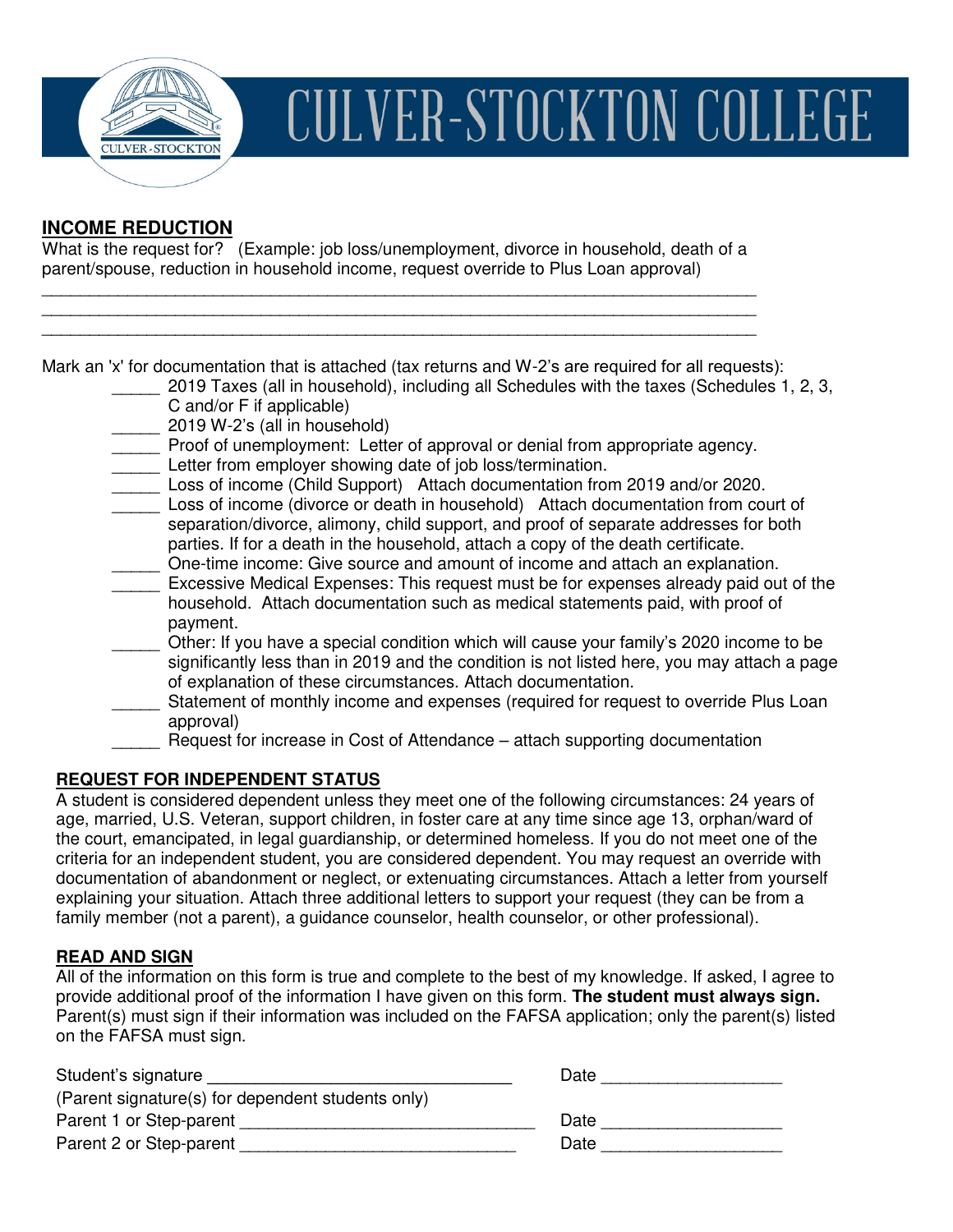# CULVER-STOCKTON COLLEGE

## INCOME REDUCTION

What is the request for? (Example: job loss/unemployment, divorce in household, death of a parent/spouse, reduction in household income, request override to Plus Loan approval)

_______________________________________________________________________________
_______________________________________________________________________________
_______________________________________________________________________________

Mark an 'x' for documentation that is attached (tax returns and W-2's are required for all requests):

_____ 2019 Taxes (all in household), including all Schedules with the taxes (Schedules 1, 2, 3, C and/or F if applicable)
_____ 2019 W-2's (all in household)
_____ Proof of unemployment: Letter of approval or denial from appropriate agency.
_____ Letter from employer showing date of job loss/termination.
_____ Loss of income (Child Support) Attach documentation from 2019 and/or 2020.
_____ Loss of income (divorce or death in household) Attach documentation from court of separation/divorce, alimony, child support, and proof of separate addresses for both parties. If for a death in the household, attach a copy of the death certificate.
_____ One-time income: Give source and amount of income and attach an explanation.
_____ Excessive Medical Expenses: This request must be for expenses already paid out of the household. Attach documentation such as medical statements paid, with proof of payment.
_____ Other: If you have a special condition which will cause your family's 2020 income to be significantly less than in 2019 and the condition is not listed here, you may attach a page of explanation of these circumstances. Attach documentation.
_____ Statement of monthly income and expenses (required for request to override Plus Loan approval)
_____ Request for increase in Cost of Attendance – attach supporting documentation

## REQUEST FOR INDEPENDENT STATUS

A student is considered dependent unless they meet one of the following circumstances: 24 years of age, married, U.S. Veteran, support children, in foster care at any time since age 13, orphan/ward of the court, emancipated, in legal guardianship, or determined homeless. If you do not meet one of the criteria for an independent student, you are considered dependent. You may request an override with documentation of abandonment or neglect, or extenuating circumstances. Attach a letter from yourself explaining your situation. Attach three additional letters to support your request (they can be from a family member (not a parent), a guidance counselor, health counselor, or other professional).

## READ AND SIGN

All of the information on this form is true and complete to the best of my knowledge. If asked, I agree to provide additional proof of the information I have given on this form. **The student must always sign.** Parent(s) must sign if their information was included on the FAFSA application; only the parent(s) listed on the FAFSA must sign.

Student's signature ________________________________ Date ___________________

(Parent signature(s) for dependent students only)

Parent 1 or Step-parent ________________________________ Date ___________________

Parent 2 or Step-parent ______________________________ Date ___________________